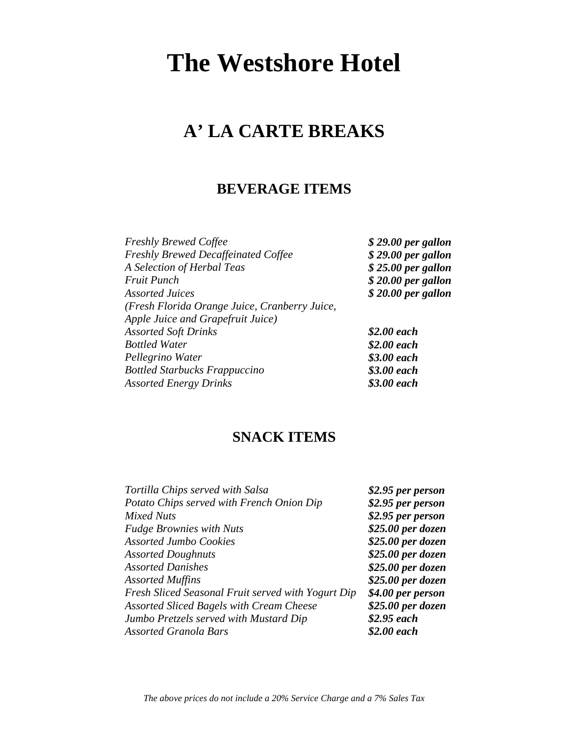# The Westshore Hotel

## A' LA CARTE BREAKS

### BEVERAGE ITEMS

| | |
|---|---|
| *Freshly Brewed Coffee* | ***$ 29.00 per gallon*** |
| *Freshly Brewed Decaffeinated Coffee* | ***$ 29.00 per gallon*** |
| *A Selection of Herbal Teas* | ***$ 25.00 per gallon*** |
| *Fruit Punch* | ***$ 20.00 per gallon*** |
| *Assorted Juices* | ***$ 20.00 per gallon*** |
| *(Fresh Florida Orange Juice, Cranberry Juice, Apple Juice and Grapefruit Juice)* | |
| *Assorted Soft Drinks* | ***$2.00 each*** |
| *Bottled Water* | ***$2.00 each*** |
| *Pellegrino Water* | ***$3.00 each*** |
| *Bottled Starbucks Frappuccino* | ***$3.00 each*** |
| *Assorted Energy Drinks* | ***$3.00 each*** |

### SNACK ITEMS

| | |
|---|---|
| *Tortilla Chips served with Salsa* | ***$2.95 per person*** |
| *Potato Chips served with French Onion Dip* | ***$2.95 per person*** |
| *Mixed Nuts* | ***$2.95 per person*** |
| *Fudge Brownies with Nuts* | ***$25.00 per dozen*** |
| *Assorted Jumbo Cookies* | ***$25.00 per dozen*** |
| *Assorted Doughnuts* | ***$25.00 per dozen*** |
| *Assorted Danishes* | ***$25.00 per dozen*** |
| *Assorted Muffins* | ***$25.00 per dozen*** |
| *Fresh Sliced Seasonal Fruit served with Yogurt Dip* | ***$4.00 per person*** |
| *Assorted Sliced Bagels with Cream Cheese* | ***$25.00 per dozen*** |
| *Jumbo Pretzels served with Mustard Dip* | ***$2.95 each*** |
| *Assorted Granola Bars* | ***$2.00 each*** |

*The above prices do not include a 20% Service Charge and a 7% Sales Tax*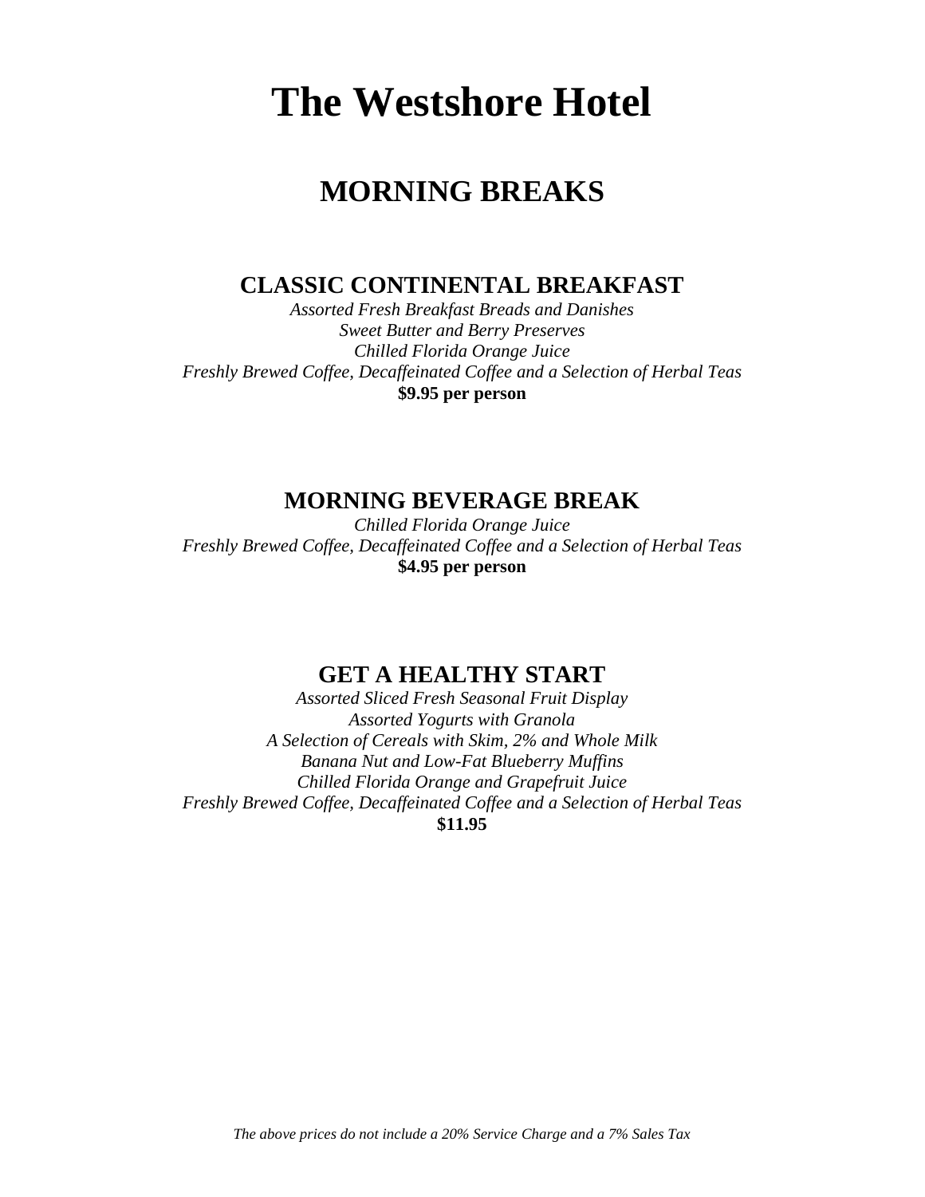# The Westshore Hotel

## MORNING BREAKS

### CLASSIC CONTINENTAL BREAKFAST

*Assorted Fresh Breakfast Breads and Danishes*
*Sweet Butter and Berry Preserves*
*Chilled Florida Orange Juice*
*Freshly Brewed Coffee, Decaffeinated Coffee and a Selection of Herbal Teas*
**$9.95 per person**

### MORNING BEVERAGE BREAK

*Chilled Florida Orange Juice*
*Freshly Brewed Coffee, Decaffeinated Coffee and a Selection of Herbal Teas*
**$4.95 per person**

### GET A HEALTHY START

*Assorted Sliced Fresh Seasonal Fruit Display*
*Assorted Yogurts with Granola*
*A Selection of Cereals with Skim, 2% and Whole Milk*
*Banana Nut and Low-Fat Blueberry Muffins*
*Chilled Florida Orange and Grapefruit Juice*
*Freshly Brewed Coffee, Decaffeinated Coffee and a Selection of Herbal Teas*
**$11.95**

*The above prices do not include a 20% Service Charge and a 7% Sales Tax*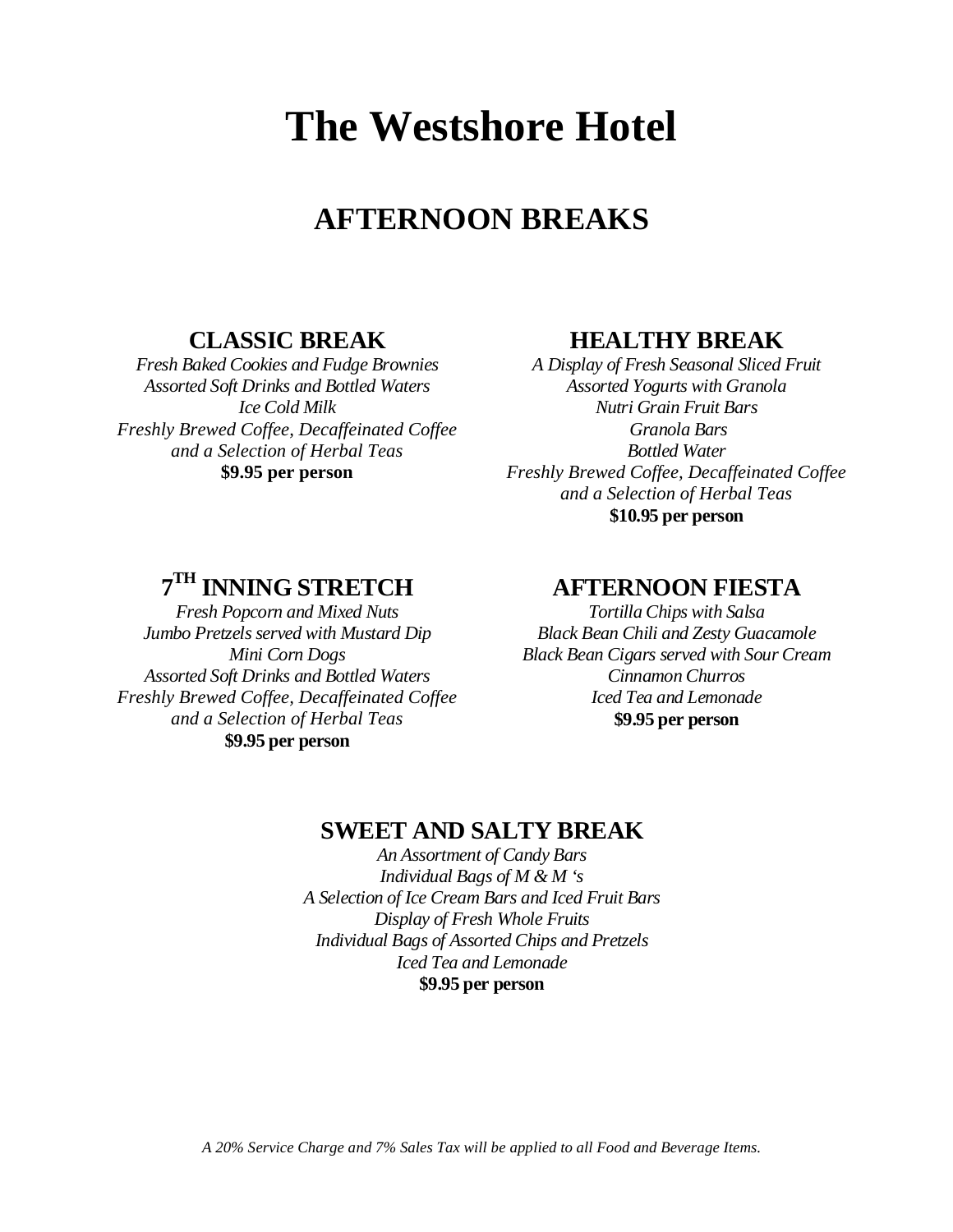# The Westshore Hotel

## AFTERNOON BREAKS

### CLASSIC BREAK

*Fresh Baked Cookies and Fudge Brownies*
*Assorted Soft Drinks and Bottled Waters*
*Ice Cold Milk*
*Freshly Brewed Coffee, Decaffeinated Coffee and a Selection of Herbal Teas*
**$9.95 per person**

### HEALTHY BREAK

*A Display of Fresh Seasonal Sliced Fruit*
*Assorted Yogurts with Granola*
*Nutri Grain Fruit Bars*
*Granola Bars*
*Bottled Water*
*Freshly Brewed Coffee, Decaffeinated Coffee and a Selection of Herbal Teas*
**$10.95 per person**

### 7TH INNING STRETCH

*Fresh Popcorn and Mixed Nuts*
*Jumbo Pretzels served with Mustard Dip*
*Mini Corn Dogs*
*Assorted Soft Drinks and Bottled Waters*
*Freshly Brewed Coffee, Decaffeinated Coffee and a Selection of Herbal Teas*
**$9.95 per person**

### AFTERNOON FIESTA

*Tortilla Chips with Salsa*
*Black Bean Chili and Zesty Guacamole*
*Black Bean Cigars served with Sour Cream*
*Cinnamon Churros*
*Iced Tea and Lemonade*
**$9.95 per person**

### SWEET AND SALTY BREAK

*An Assortment of Candy Bars*
*Individual Bags of M & M 's*
*A Selection of Ice Cream Bars and Iced Fruit Bars*
*Display of Fresh Whole Fruits*
*Individual Bags of Assorted Chips and Pretzels*
*Iced Tea and Lemonade*
**$9.95 per person**

*A 20% Service Charge and 7% Sales Tax will be applied to all Food and Beverage Items.*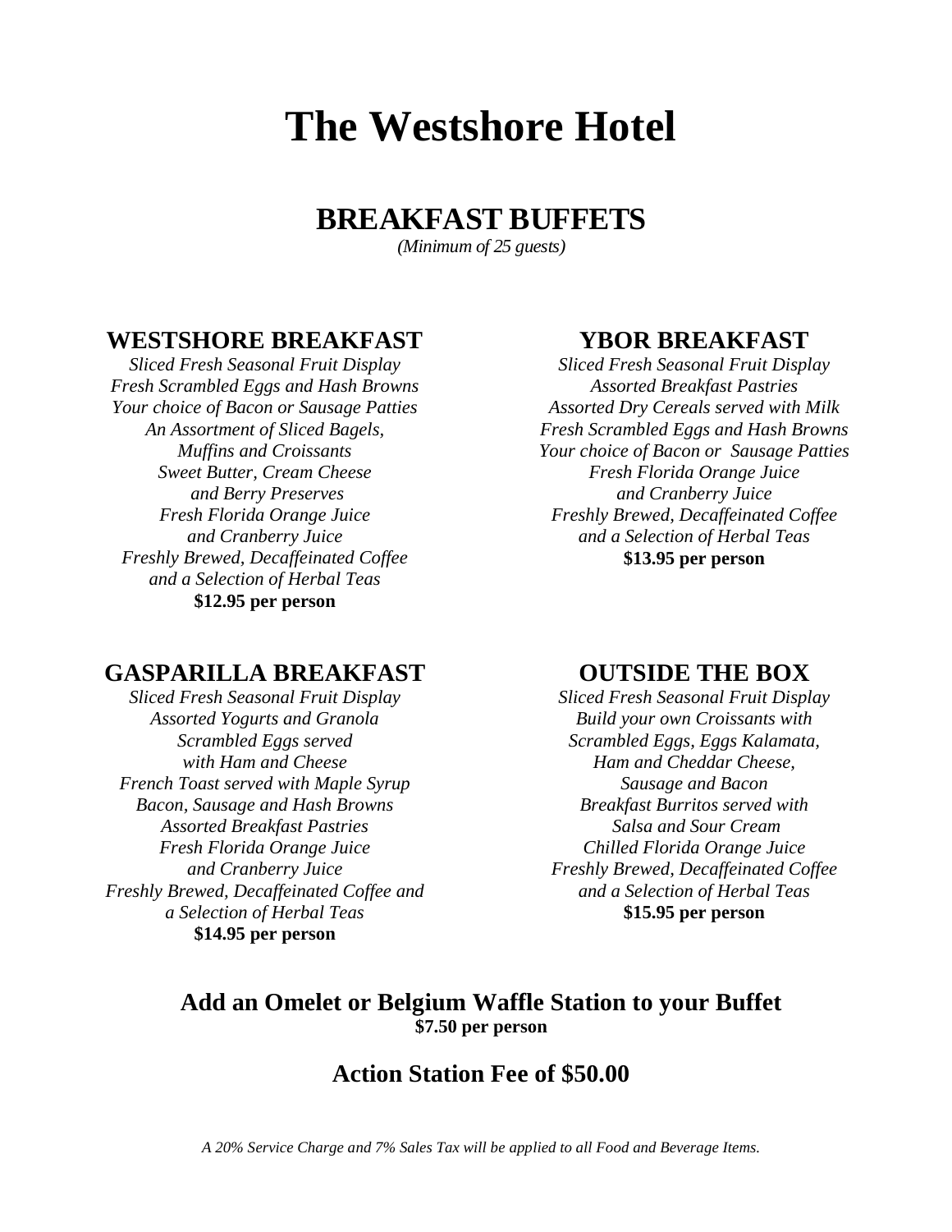# The Westshore Hotel

## BREAKFAST BUFFETS

*(Minimum of 25 guests)*

### WESTSHORE BREAKFAST

*Sliced Fresh Seasonal Fruit Display*
*Fresh Scrambled Eggs and Hash Browns*
*Your choice of Bacon or Sausage Patties*
*An Assortment of Sliced Bagels,*
*Muffins and Croissants*
*Sweet Butter, Cream Cheese*
*and Berry Preserves*
*Fresh Florida Orange Juice*
*and Cranberry Juice*
*Freshly Brewed, Decaffeinated Coffee*
*and a Selection of Herbal Teas*
**$12.95 per person**

### YBOR BREAKFAST

*Sliced Fresh Seasonal Fruit Display*
*Assorted Breakfast Pastries*
*Assorted Dry Cereals served with Milk*
*Fresh Scrambled Eggs and Hash Browns*
*Your choice of Bacon or Sausage Patties*
*Fresh Florida Orange Juice*
*and Cranberry Juice*
*Freshly Brewed, Decaffeinated Coffee*
*and a Selection of Herbal Teas*
**$13.95 per person**

### GASPARILLA BREAKFAST

*Sliced Fresh Seasonal Fruit Display*
*Assorted Yogurts and Granola*
*Scrambled Eggs served*
*with Ham and Cheese*
*French Toast served with Maple Syrup*
*Bacon, Sausage and Hash Browns*
*Assorted Breakfast Pastries*
*Fresh Florida Orange Juice*
*and Cranberry Juice*
*Freshly Brewed, Decaffeinated Coffee and*
*a Selection of Herbal Teas*
**$14.95 per person**

### OUTSIDE THE BOX

*Sliced Fresh Seasonal Fruit Display*
*Build your own Croissants with*
*Scrambled Eggs, Eggs Kalamata,*
*Ham and Cheddar Cheese,*
*Sausage and Bacon*
*Breakfast Burritos served with*
*Salsa and Sour Cream*
*Chilled Florida Orange Juice*
*Freshly Brewed, Decaffeinated Coffee*
*and a Selection of Herbal Teas*
**$15.95 per person**

### Add an Omelet or Belgium Waffle Station to your Buffet

**$7.50 per person**

### Action Station Fee of $50.00

*A 20% Service Charge and 7% Sales Tax will be applied to all Food and Beverage Items.*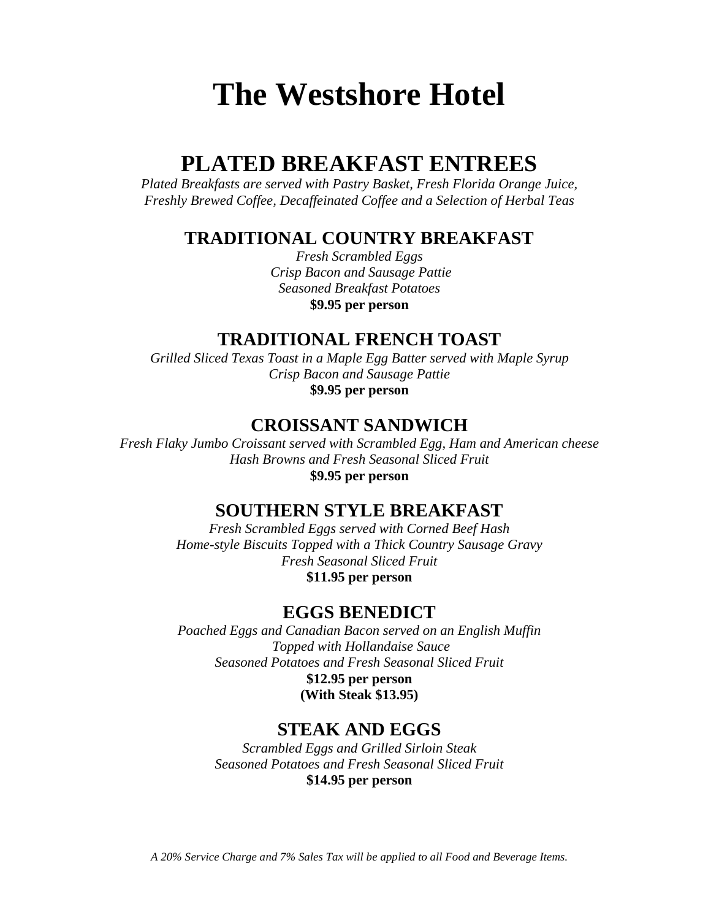# The Westshore Hotel

## PLATED BREAKFAST ENTREES

*Plated Breakfasts are served with Pastry Basket, Fresh Florida Orange Juice, Freshly Brewed Coffee, Decaffeinated Coffee and a Selection of Herbal Teas*

### TRADITIONAL COUNTRY BREAKFAST

*Fresh Scrambled Eggs*
*Crisp Bacon and Sausage Pattie*
*Seasoned Breakfast Potatoes*
**$9.95 per person**

### TRADITIONAL FRENCH TOAST

*Grilled Sliced Texas Toast in a Maple Egg Batter served with Maple Syrup*
*Crisp Bacon and Sausage Pattie*
**$9.95 per person**

### CROISSANT SANDWICH

*Fresh Flaky Jumbo Croissant served with Scrambled Egg, Ham and American cheese*
*Hash Browns and Fresh Seasonal Sliced Fruit*
**$9.95 per person**

### SOUTHERN STYLE BREAKFAST

*Fresh Scrambled Eggs served with Corned Beef Hash*
*Home-style Biscuits Topped with a Thick Country Sausage Gravy*
*Fresh Seasonal Sliced Fruit*
**$11.95 per person**

### EGGS BENEDICT

*Poached Eggs and Canadian Bacon served on an English Muffin*
*Topped with Hollandaise Sauce*
*Seasoned Potatoes and Fresh Seasonal Sliced Fruit*
**$12.95 per person**
**(With Steak $13.95)**

### STEAK AND EGGS

*Scrambled Eggs and Grilled Sirloin Steak*
*Seasoned Potatoes and Fresh Seasonal Sliced Fruit*
**$14.95 per person**

*A 20% Service Charge and 7% Sales Tax will be applied to all Food and Beverage Items.*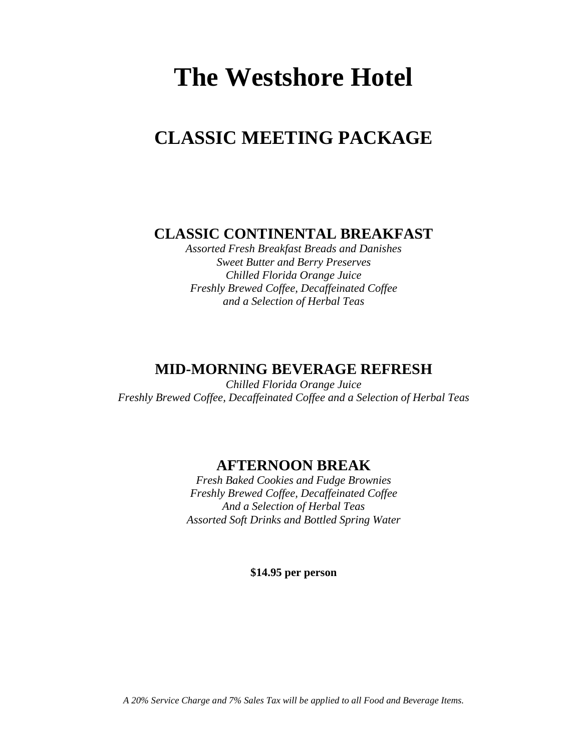# The Westshore Hotel

## CLASSIC MEETING PACKAGE

### CLASSIC CONTINENTAL BREAKFAST

*Assorted Fresh Breakfast Breads and Danishes*
*Sweet Butter and Berry Preserves*
*Chilled Florida Orange Juice*
*Freshly Brewed Coffee, Decaffeinated Coffee*
*and a Selection of Herbal Teas*

### MID-MORNING BEVERAGE REFRESH

*Chilled Florida Orange Juice*
*Freshly Brewed Coffee, Decaffeinated Coffee and a Selection of Herbal Teas*

### AFTERNOON BREAK

*Fresh Baked Cookies and Fudge Brownies*
*Freshly Brewed Coffee, Decaffeinated Coffee*
*And a Selection of Herbal Teas*
*Assorted Soft Drinks and Bottled Spring Water*

**$14.95 per person**

*A 20% Service Charge and 7% Sales Tax will be applied to all Food and Beverage Items.*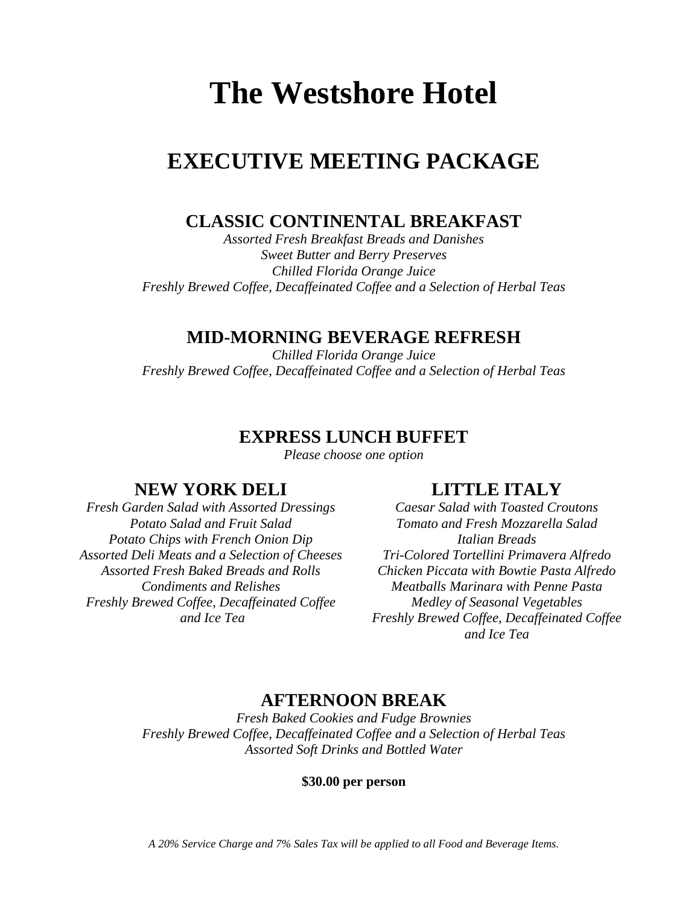# The Westshore Hotel

## EXECUTIVE MEETING PACKAGE

### CLASSIC CONTINENTAL BREAKFAST

*Assorted Fresh Breakfast Breads and Danishes*
*Sweet Butter and Berry Preserves*
*Chilled Florida Orange Juice*
*Freshly Brewed Coffee, Decaffeinated Coffee and a Selection of Herbal Teas*

### MID-MORNING BEVERAGE REFRESH

*Chilled Florida Orange Juice*
*Freshly Brewed Coffee, Decaffeinated Coffee and a Selection of Herbal Teas*

### EXPRESS LUNCH BUFFET

*Please choose one option*

### NEW YORK DELI

*Fresh Garden Salad with Assorted Dressings*
*Potato Salad and Fruit Salad*
*Potato Chips with French Onion Dip*
*Assorted Deli Meats and a Selection of Cheeses*
*Assorted Fresh Baked Breads and Rolls*
*Condiments and Relishes*
*Freshly Brewed Coffee, Decaffeinated Coffee and Ice Tea*

### LITTLE ITALY

*Caesar Salad with Toasted Croutons*
*Tomato and Fresh Mozzarella Salad*
*Italian Breads*
*Tri-Colored Tortellini Primavera Alfredo*
*Chicken Piccata with Bowtie Pasta Alfredo*
*Meatballs Marinara with Penne Pasta*
*Medley of Seasonal Vegetables*
*Freshly Brewed Coffee, Decaffeinated Coffee and Ice Tea*

### AFTERNOON BREAK

*Fresh Baked Cookies and Fudge Brownies*
*Freshly Brewed Coffee, Decaffeinated Coffee and a Selection of Herbal Teas*
*Assorted Soft Drinks and Bottled Water*

**$30.00 per person**

*A 20% Service Charge and 7% Sales Tax will be applied to all Food and Beverage Items.*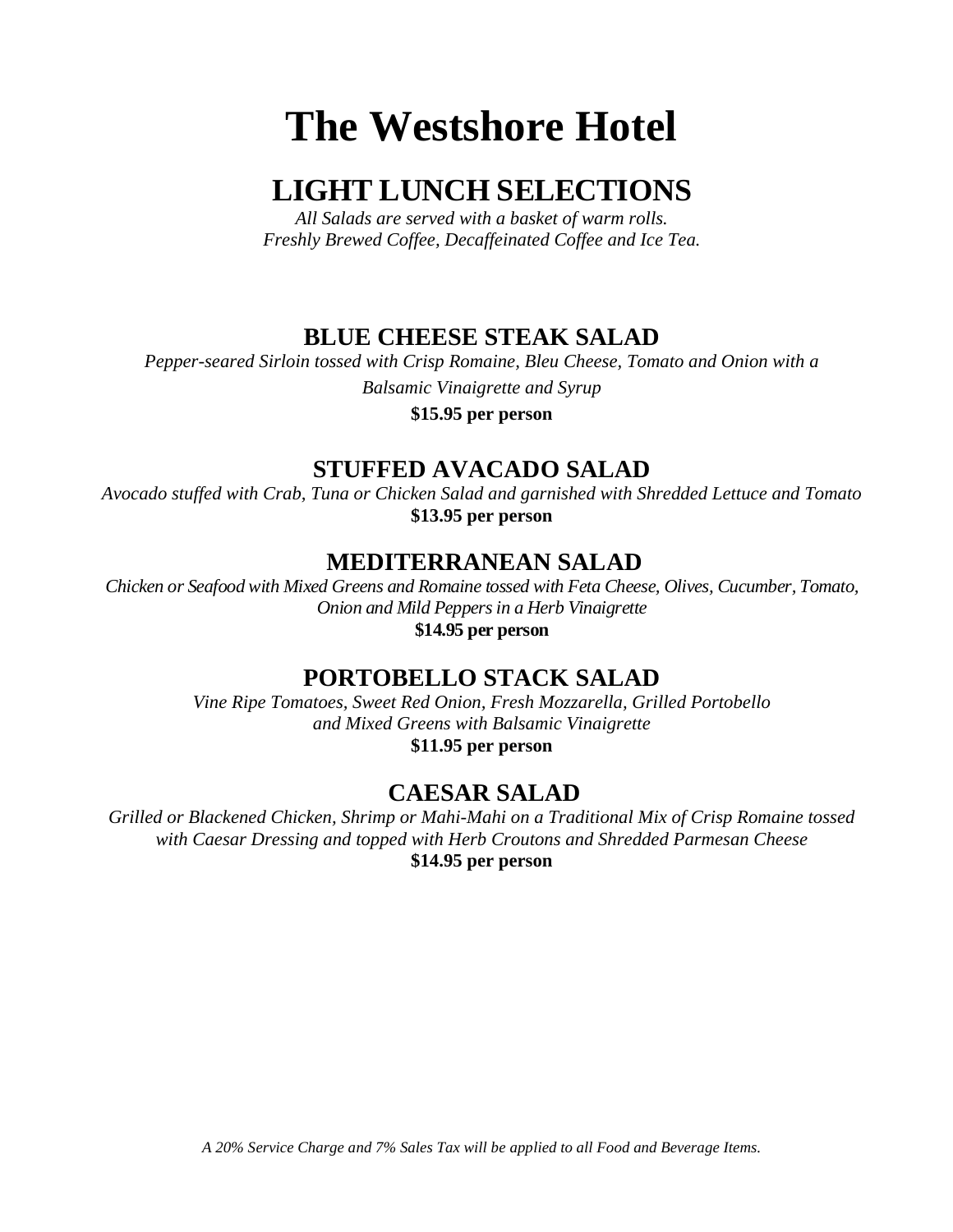# The Westshore Hotel

## LIGHT LUNCH SELECTIONS

*All Salads are served with a basket of warm rolls.*
*Freshly Brewed Coffee, Decaffeinated Coffee and Ice Tea.*

### BLUE CHEESE STEAK SALAD

*Pepper-seared Sirloin tossed with Crisp Romaine, Bleu Cheese, Tomato and Onion with a Balsamic Vinaigrette and Syrup*

**$15.95 per person**

### STUFFED AVACADO SALAD

*Avocado stuffed with Crab, Tuna or Chicken Salad and garnished with Shredded Lettuce and Tomato*

**$13.95 per person**

### MEDITERRANEAN SALAD

*Chicken or Seafood with Mixed Greens and Romaine tossed with Feta Cheese, Olives, Cucumber, Tomato, Onion and Mild Peppers in a Herb Vinaigrette*

**$14.95 per person**

### PORTOBELLO STACK SALAD

*Vine Ripe Tomatoes, Sweet Red Onion, Fresh Mozzarella, Grilled Portobello and Mixed Greens with Balsamic Vinaigrette*

**$11.95 per person**

### CAESAR SALAD

*Grilled or Blackened Chicken, Shrimp or Mahi-Mahi on a Traditional Mix of Crisp Romaine tossed with Caesar Dressing and topped with Herb Croutons and Shredded Parmesan Cheese*

**$14.95 per person**

*A 20% Service Charge and 7% Sales Tax will be applied to all Food and Beverage Items.*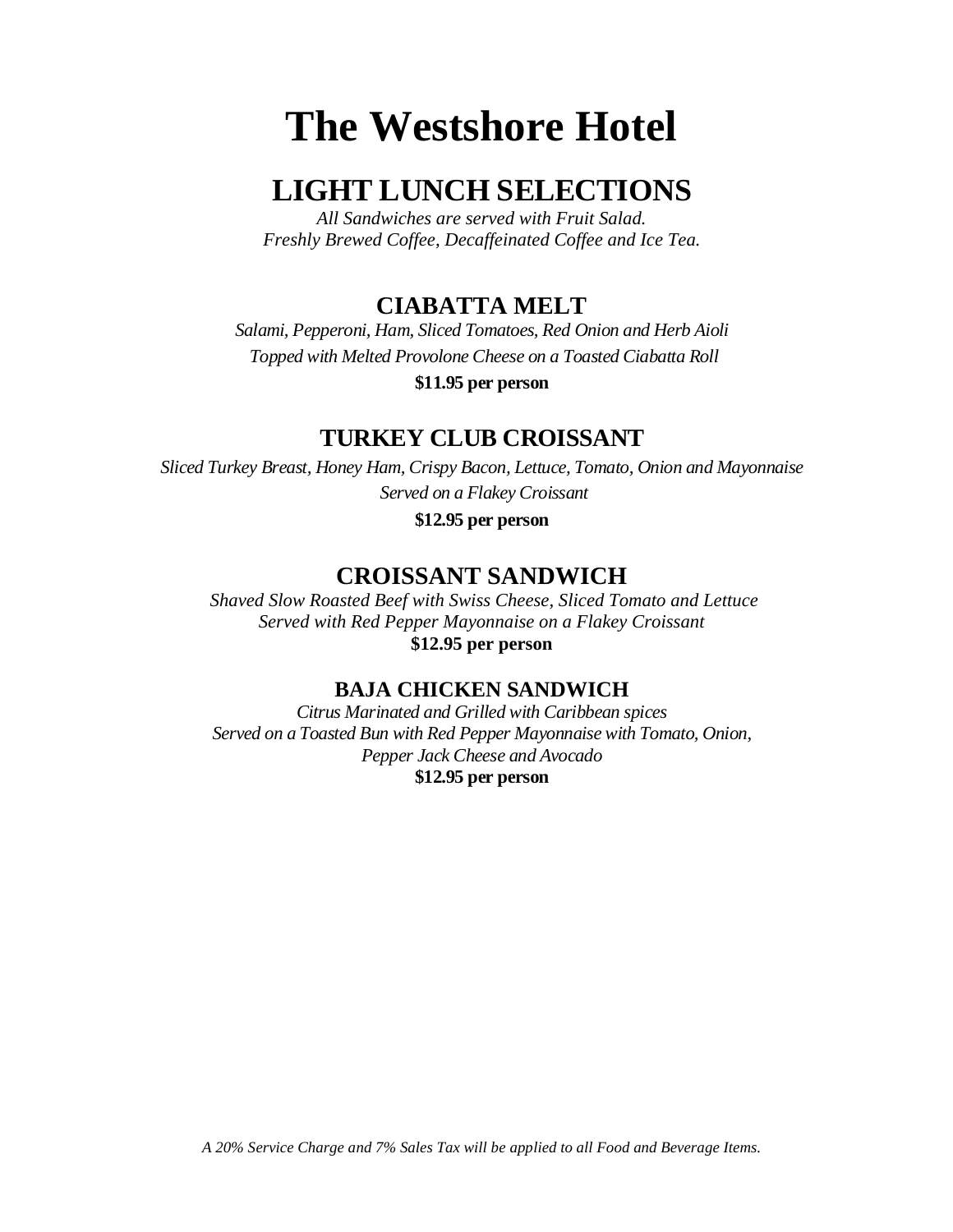# The Westshore Hotel

## LIGHT LUNCH SELECTIONS

*All Sandwiches are served with Fruit Salad.*
*Freshly Brewed Coffee, Decaffeinated Coffee and Ice Tea.*

### CIABATTA MELT

*Salami, Pepperoni, Ham, Sliced Tomatoes, Red Onion and Herb Aioli*
*Topped with Melted Provolone Cheese on a Toasted Ciabatta Roll*

**$11.95 per person**

### TURKEY CLUB CROISSANT

*Sliced Turkey Breast, Honey Ham, Crispy Bacon, Lettuce, Tomato, Onion and Mayonnaise*
*Served on a Flakey Croissant*

**$12.95 per person**

### CROISSANT SANDWICH

*Shaved Slow Roasted Beef with Swiss Cheese, Sliced Tomato and Lettuce*
*Served with Red Pepper Mayonnaise on a Flakey Croissant*

**$12.95 per person**

### BAJA CHICKEN SANDWICH

*Citrus Marinated and Grilled with Caribbean spices*
*Served on a Toasted Bun with Red Pepper Mayonnaise with Tomato, Onion,*
*Pepper Jack Cheese and Avocado*

**$12.95 per person**

*A 20% Service Charge and 7% Sales Tax will be applied to all Food and Beverage Items.*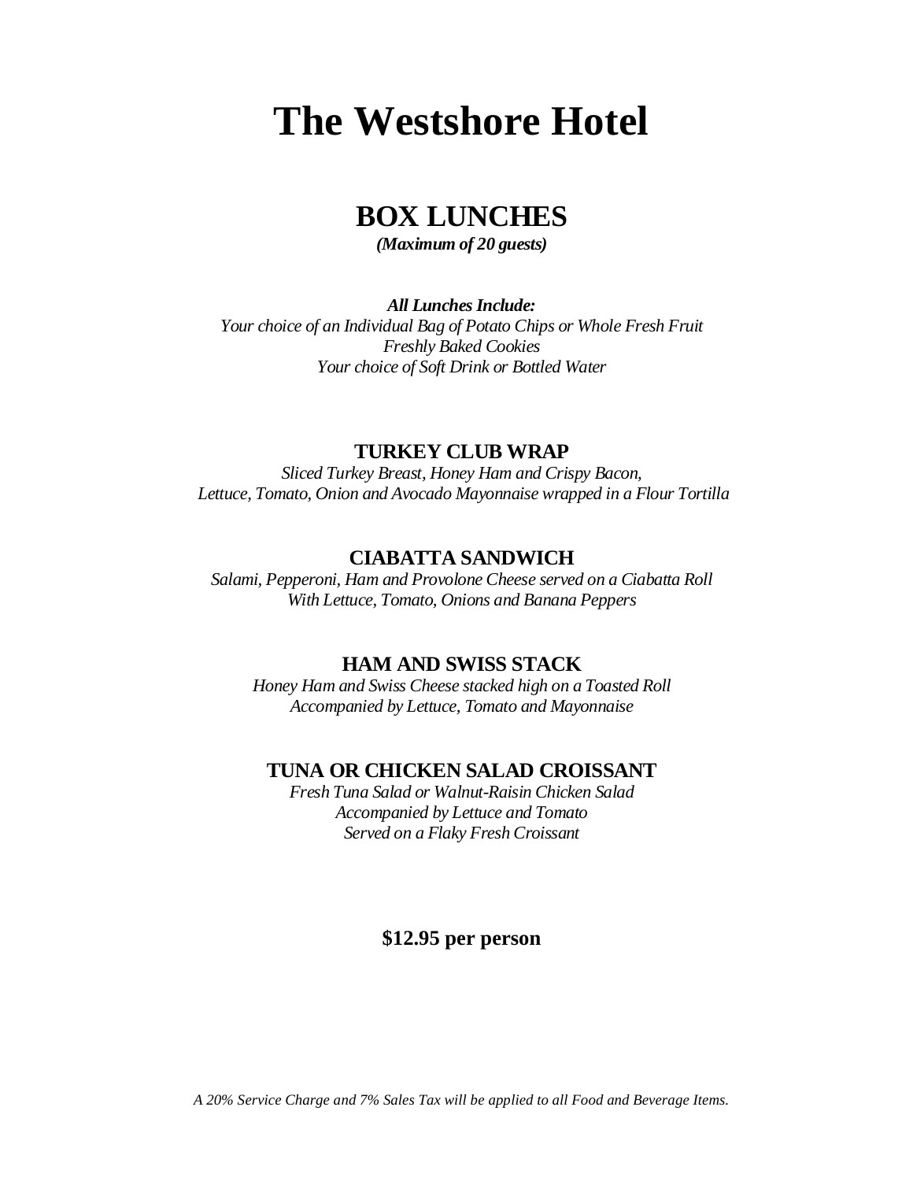# The Westshore Hotel

## BOX LUNCHES

***(Maximum of 20 guests)***

***All Lunches Include:***
*Your choice of an Individual Bag of Potato Chips or Whole Fresh Fruit*
*Freshly Baked Cookies*
*Your choice of Soft Drink or Bottled Water*

### TURKEY CLUB WRAP

*Sliced Turkey Breast, Honey Ham and Crispy Bacon,*
*Lettuce, Tomato, Onion and Avocado Mayonnaise wrapped in a Flour Tortilla*

### CIABATTA SANDWICH

*Salami, Pepperoni, Ham and Provolone Cheese served on a Ciabatta Roll*
*With Lettuce, Tomato, Onions and Banana Peppers*

### HAM AND SWISS STACK

*Honey Ham and Swiss Cheese stacked high on a Toasted Roll*
*Accompanied by Lettuce, Tomato and Mayonnaise*

### TUNA OR CHICKEN SALAD CROISSANT

*Fresh Tuna Salad or Walnut-Raisin Chicken Salad*
*Accompanied by Lettuce and Tomato*
*Served on a Flaky Fresh Croissant*

**$12.95 per person**

*A 20% Service Charge and 7% Sales Tax will be applied to all Food and Beverage Items.*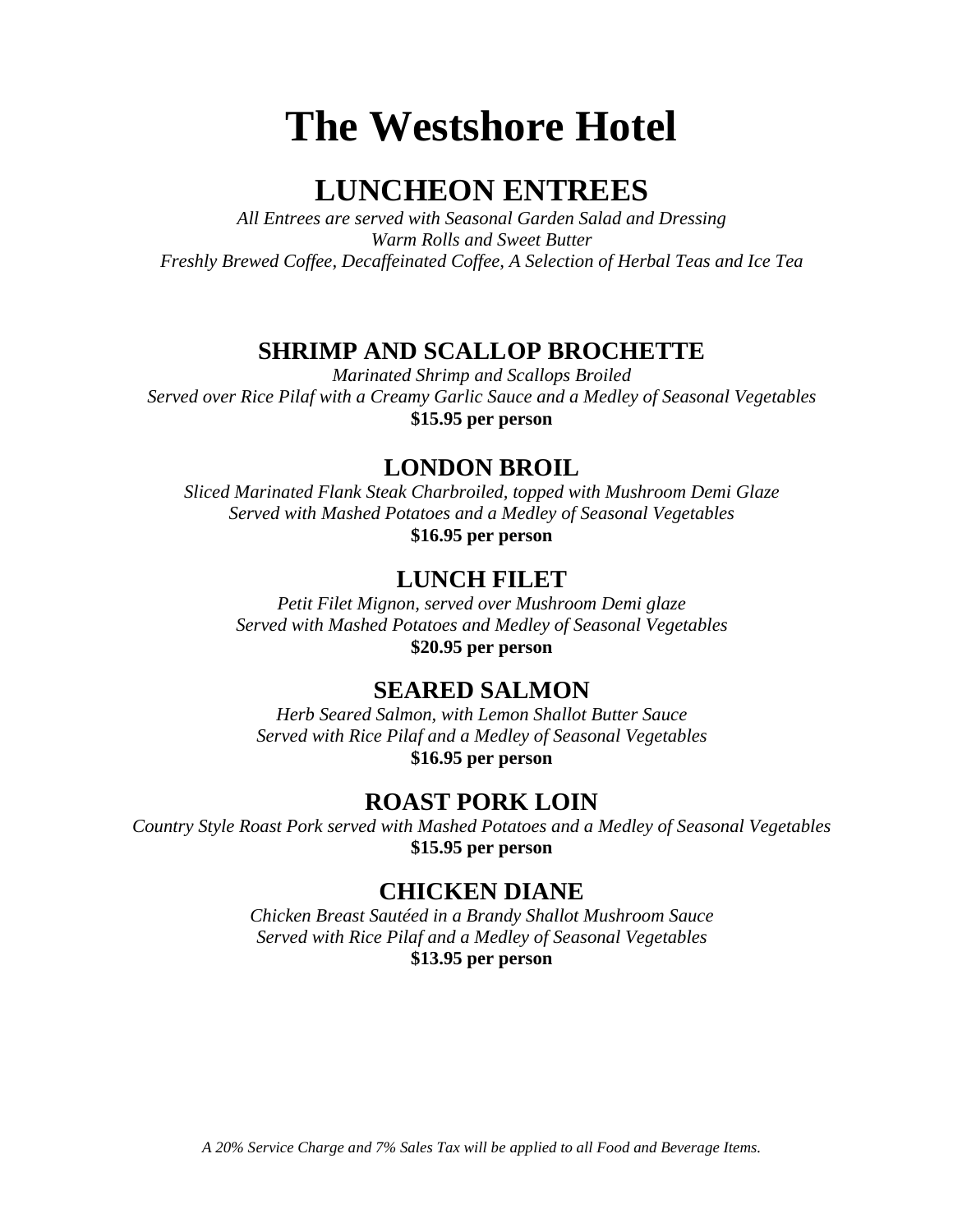# The Westshore Hotel

## LUNCHEON ENTREES

*All Entrees are served with Seasonal Garden Salad and Dressing*
*Warm Rolls and Sweet Butter*
*Freshly Brewed Coffee, Decaffeinated Coffee, A Selection of Herbal Teas and Ice Tea*

### SHRIMP AND SCALLOP BROCHETTE

*Marinated Shrimp and Scallops Broiled*
*Served over Rice Pilaf with a Creamy Garlic Sauce and a Medley of Seasonal Vegetables*
**$15.95 per person**

### LONDON BROIL

*Sliced Marinated Flank Steak Charbroiled, topped with Mushroom Demi Glaze*
*Served with Mashed Potatoes and a Medley of Seasonal Vegetables*
**$16.95 per person**

### LUNCH FILET

*Petit Filet Mignon, served over Mushroom Demi glaze*
*Served with Mashed Potatoes and Medley of Seasonal Vegetables*
**$20.95 per person**

### SEARED SALMON

*Herb Seared Salmon, with Lemon Shallot Butter Sauce*
*Served with Rice Pilaf and a Medley of Seasonal Vegetables*
**$16.95 per person**

### ROAST PORK LOIN

*Country Style Roast Pork served with Mashed Potatoes and a Medley of Seasonal Vegetables*
**$15.95 per person**

### CHICKEN DIANE

*Chicken Breast Sautéed in a Brandy Shallot Mushroom Sauce*
*Served with Rice Pilaf and a Medley of Seasonal Vegetables*
**$13.95 per person**

*A 20% Service Charge and 7% Sales Tax will be applied to all Food and Beverage Items.*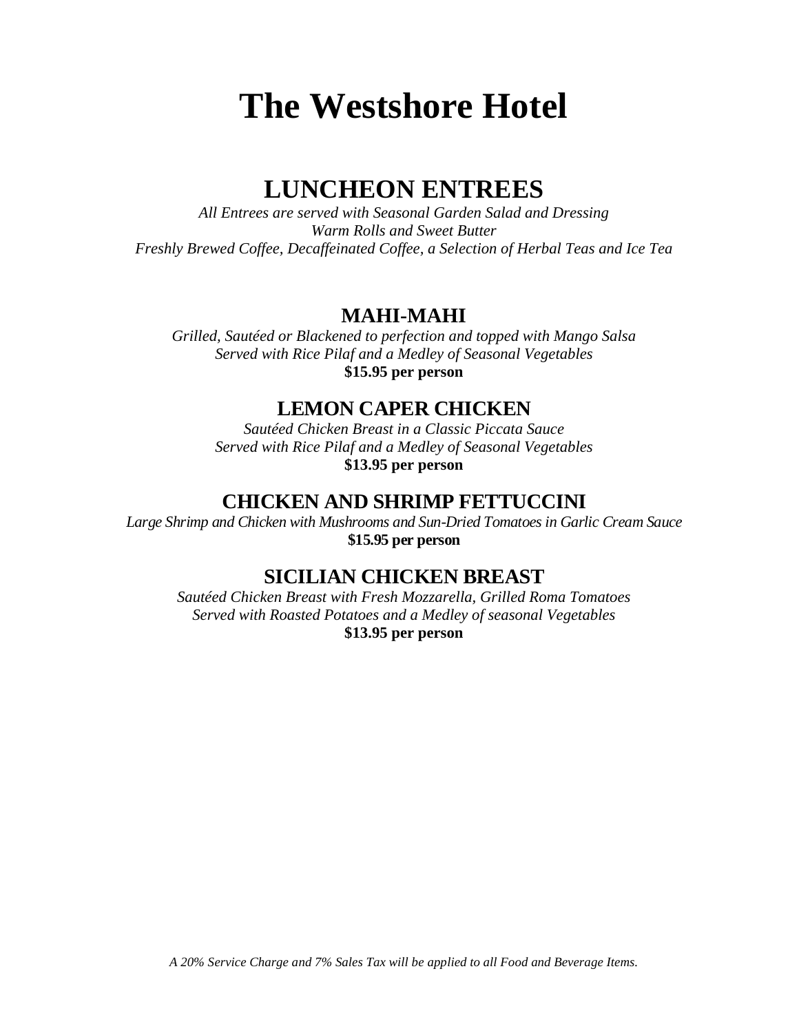# The Westshore Hotel

## LUNCHEON ENTREES

*All Entrees are served with Seasonal Garden Salad and Dressing*
*Warm Rolls and Sweet Butter*
*Freshly Brewed Coffee, Decaffeinated Coffee, a Selection of Herbal Teas and Ice Tea*

### MAHI-MAHI

*Grilled, Sautéed or Blackened to perfection and topped with Mango Salsa*
*Served with Rice Pilaf and a Medley of Seasonal Vegetables*
**$15.95 per person**

### LEMON CAPER CHICKEN

*Sautéed Chicken Breast in a Classic Piccata Sauce*
*Served with Rice Pilaf and a Medley of Seasonal Vegetables*
**$13.95 per person**

### CHICKEN AND SHRIMP FETTUCCINI

*Large Shrimp and Chicken with Mushrooms and Sun-Dried Tomatoes in Garlic Cream Sauce*
**$15.95 per person**

### SICILIAN CHICKEN BREAST

*Sautéed Chicken Breast with Fresh Mozzarella, Grilled Roma Tomatoes*
*Served with Roasted Potatoes and a Medley of seasonal Vegetables*
**$13.95 per person**

*A 20% Service Charge and 7% Sales Tax will be applied to all Food and Beverage Items.*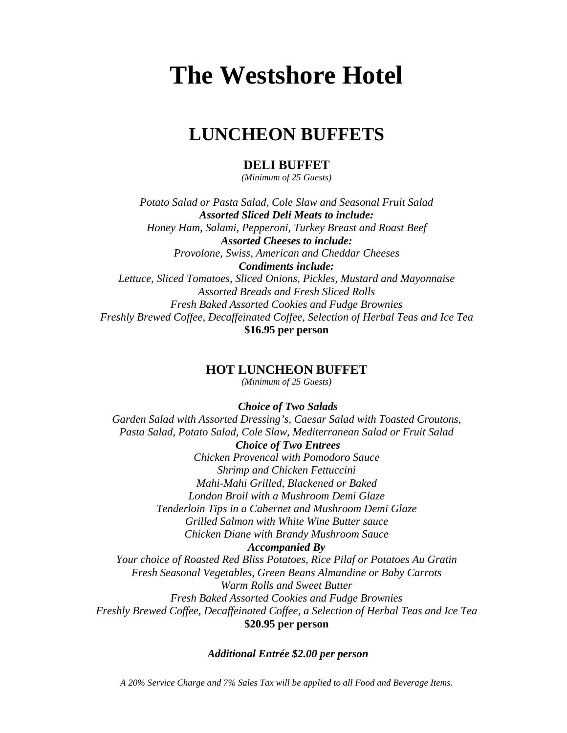# The Westshore Hotel

## LUNCHEON BUFFETS

### DELI BUFFET

*(Minimum of 25 Guests)*

*Potato Salad or Pasta Salad, Cole Slaw and Seasonal Fruit Salad*
***Assorted Sliced Deli Meats to include:***
*Honey Ham, Salami, Pepperoni, Turkey Breast and Roast Beef*
***Assorted Cheeses to include:***
*Provolone, Swiss, American and Cheddar Cheeses*
***Condiments include:***
*Lettuce, Sliced Tomatoes, Sliced Onions, Pickles, Mustard and Mayonnaise*
*Assorted Breads and Fresh Sliced Rolls*
*Fresh Baked Assorted Cookies and Fudge Brownies*
*Freshly Brewed Coffee, Decaffeinated Coffee, Selection of Herbal Teas and Ice Tea*
**$16.95 per person**

### HOT LUNCHEON BUFFET

*(Minimum of 25 Guests)*

***Choice of Two Salads***
*Garden Salad with Assorted Dressing's, Caesar Salad with Toasted Croutons, Pasta Salad, Potato Salad, Cole Slaw, Mediterranean Salad or Fruit Salad*
***Choice of Two Entrees***
*Chicken Provencal with Pomodoro Sauce*
*Shrimp and Chicken Fettuccini*
*Mahi-Mahi Grilled, Blackened or Baked*
*London Broil with a Mushroom Demi Glaze*
*Tenderloin Tips in a Cabernet and Mushroom Demi Glaze*
*Grilled Salmon with White Wine Butter sauce*
*Chicken Diane with Brandy Mushroom Sauce*
***Accompanied By***
*Your choice of Roasted Red Bliss Potatoes, Rice Pilaf or Potatoes Au Gratin*
*Fresh Seasonal Vegetables, Green Beans Almandine or Baby Carrots*
*Warm Rolls and Sweet Butter*
*Fresh Baked Assorted Cookies and Fudge Brownies*
*Freshly Brewed Coffee, Decaffeinated Coffee, a Selection of Herbal Teas and Ice Tea*
**$20.95 per person**

***Additional Entrée $2.00 per person***

*A 20% Service Charge and 7% Sales Tax will be applied to all Food and Beverage Items.*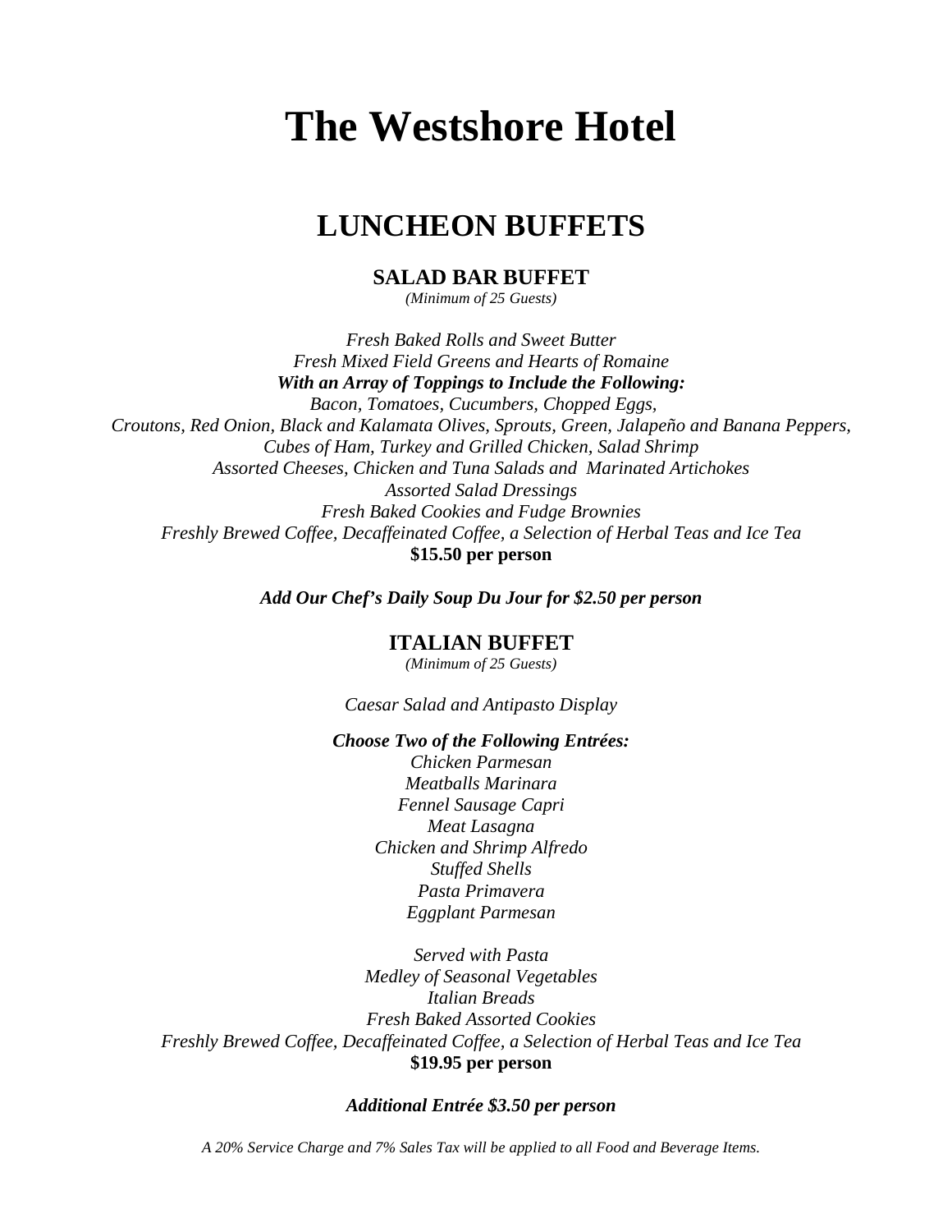# The Westshore Hotel

## LUNCHEON BUFFETS

### SALAD BAR BUFFET

*(Minimum of 25 Guests)*

*Fresh Baked Rolls and Sweet Butter*
*Fresh Mixed Field Greens and Hearts of Romaine*
***With an Array of Toppings to Include the Following:***
*Bacon, Tomatoes, Cucumbers, Chopped Eggs,*
*Croutons, Red Onion, Black and Kalamata Olives, Sprouts, Green, Jalapeño and Banana Peppers,*
*Cubes of Ham, Turkey and Grilled Chicken, Salad Shrimp*
*Assorted Cheeses, Chicken and Tuna Salads and Marinated Artichokes*
*Assorted Salad Dressings*
*Fresh Baked Cookies and Fudge Brownies*
*Freshly Brewed Coffee, Decaffeinated Coffee, a Selection of Herbal Teas and Ice Tea*
**$15.50 per person**

***Add Our Chef's Daily Soup Du Jour for $2.50 per person***

### ITALIAN BUFFET

*(Minimum of 25 Guests)*

*Caesar Salad and Antipasto Display*

***Choose Two of the Following Entrées:***
*Chicken Parmesan*
*Meatballs Marinara*
*Fennel Sausage Capri*
*Meat Lasagna*
*Chicken and Shrimp Alfredo*
*Stuffed Shells*
*Pasta Primavera*
*Eggplant Parmesan*

*Served with Pasta*
*Medley of Seasonal Vegetables*
*Italian Breads*
*Fresh Baked Assorted Cookies*
*Freshly Brewed Coffee, Decaffeinated Coffee, a Selection of Herbal Teas and Ice Tea*
**$19.95 per person**

***Additional Entrée $3.50 per person***

*A 20% Service Charge and 7% Sales Tax will be applied to all Food and Beverage Items.*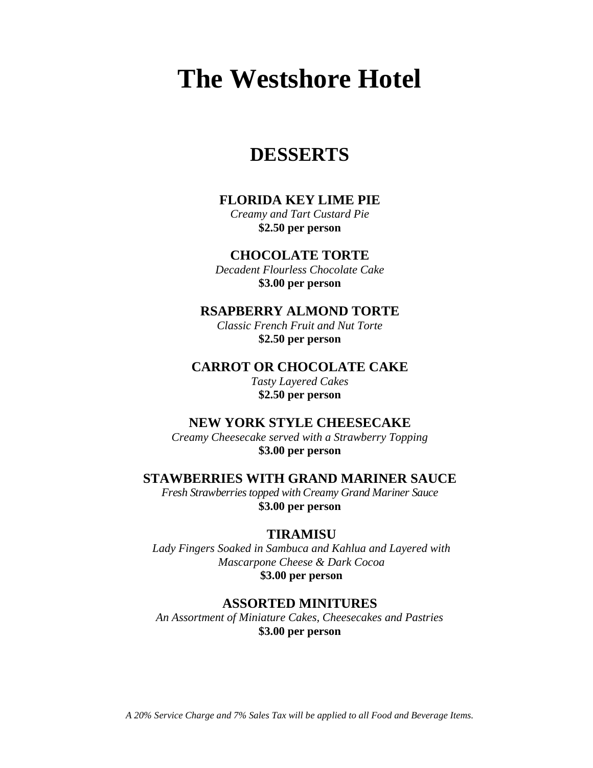# The Westshore Hotel

## DESSERTS

### FLORIDA KEY LIME PIE

*Creamy and Tart Custard Pie*

**$2.50 per person**

### CHOCOLATE TORTE

*Decadent Flourless Chocolate Cake*

**$3.00 per person**

### RSAPBERRY ALMOND TORTE

*Classic French Fruit and Nut Torte*

**$2.50 per person**

### CARROT OR CHOCOLATE CAKE

*Tasty Layered Cakes*

**$2.50 per person**

### NEW YORK STYLE CHEESECAKE

*Creamy Cheesecake served with a Strawberry Topping*

**$3.00 per person**

### STAWBERRIES WITH GRAND MARINER SAUCE

*Fresh Strawberries topped with Creamy Grand Mariner Sauce*

**$3.00 per person**

### TIRAMISU

*Lady Fingers Soaked in Sambuca and Kahlua and Layered with Mascarpone Cheese & Dark Cocoa*

**$3.00 per person**

### ASSORTED MINITURES

*An Assortment of Miniature Cakes, Cheesecakes and Pastries*

**$3.00 per person**

*A 20% Service Charge and 7% Sales Tax will be applied to all Food and Beverage Items.*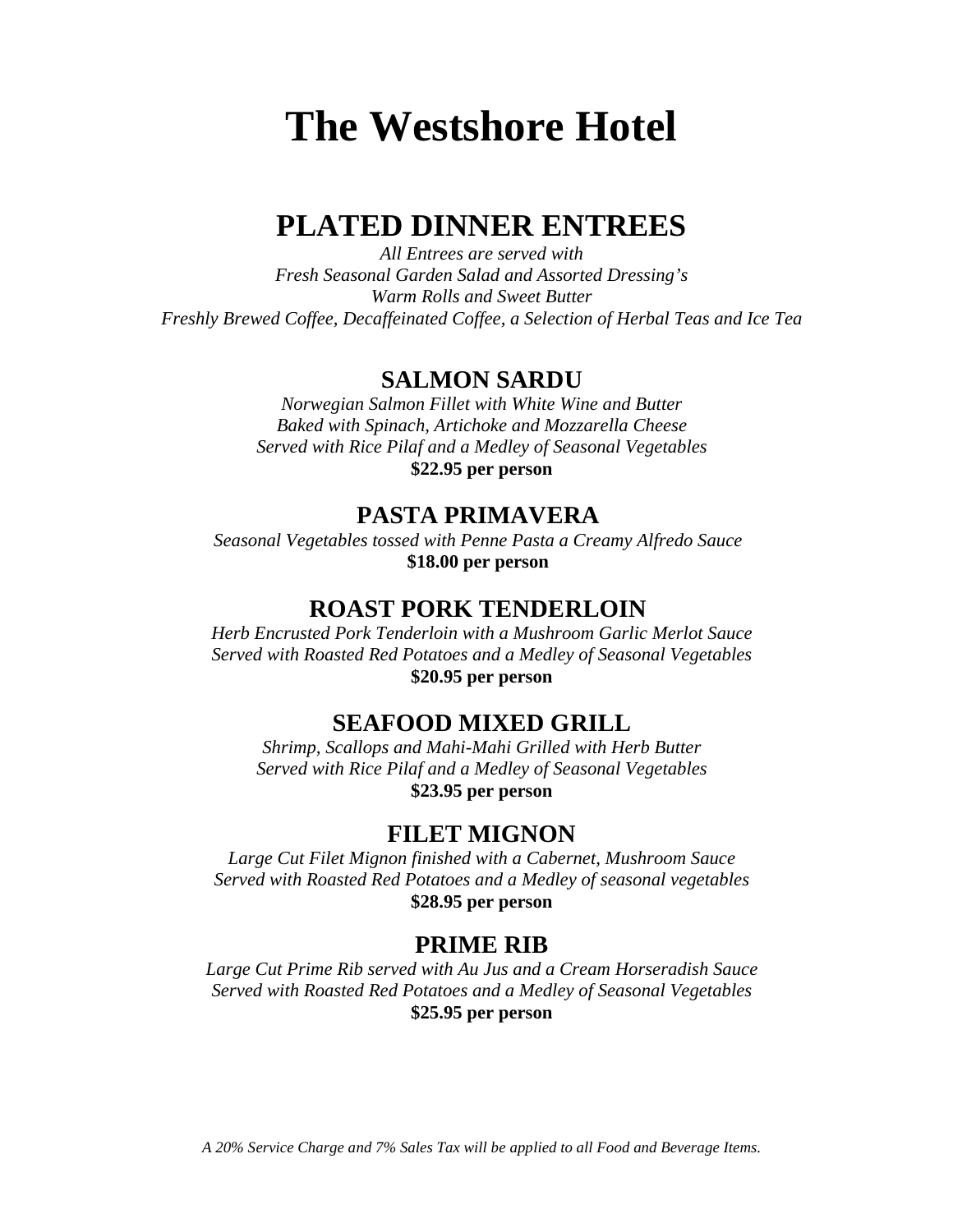# The Westshore Hotel

## PLATED DINNER ENTREES

*All Entrees are served with*
*Fresh Seasonal Garden Salad and Assorted Dressing's*
*Warm Rolls and Sweet Butter*
*Freshly Brewed Coffee, Decaffeinated Coffee, a Selection of Herbal Teas and Ice Tea*

### SALMON SARDU

*Norwegian Salmon Fillet with White Wine and Butter*
*Baked with Spinach, Artichoke and Mozzarella Cheese*
*Served with Rice Pilaf and a Medley of Seasonal Vegetables*
**$22.95 per person**

### PASTA PRIMAVERA

*Seasonal Vegetables tossed with Penne Pasta a Creamy Alfredo Sauce*
**$18.00 per person**

### ROAST PORK TENDERLOIN

*Herb Encrusted Pork Tenderloin with a Mushroom Garlic Merlot Sauce*
*Served with Roasted Red Potatoes and a Medley of Seasonal Vegetables*
**$20.95 per person**

### SEAFOOD MIXED GRILL

*Shrimp, Scallops and Mahi-Mahi Grilled with Herb Butter*
*Served with Rice Pilaf and a Medley of Seasonal Vegetables*
**$23.95 per person**

### FILET MIGNON

*Large Cut Filet Mignon finished with a Cabernet, Mushroom Sauce*
*Served with Roasted Red Potatoes and a Medley of seasonal vegetables*
**$28.95 per person**

### PRIME RIB

*Large Cut Prime Rib served with Au Jus and a Cream Horseradish Sauce*
*Served with Roasted Red Potatoes and a Medley of Seasonal Vegetables*
**$25.95 per person**

*A 20% Service Charge and 7% Sales Tax will be applied to all Food and Beverage Items.*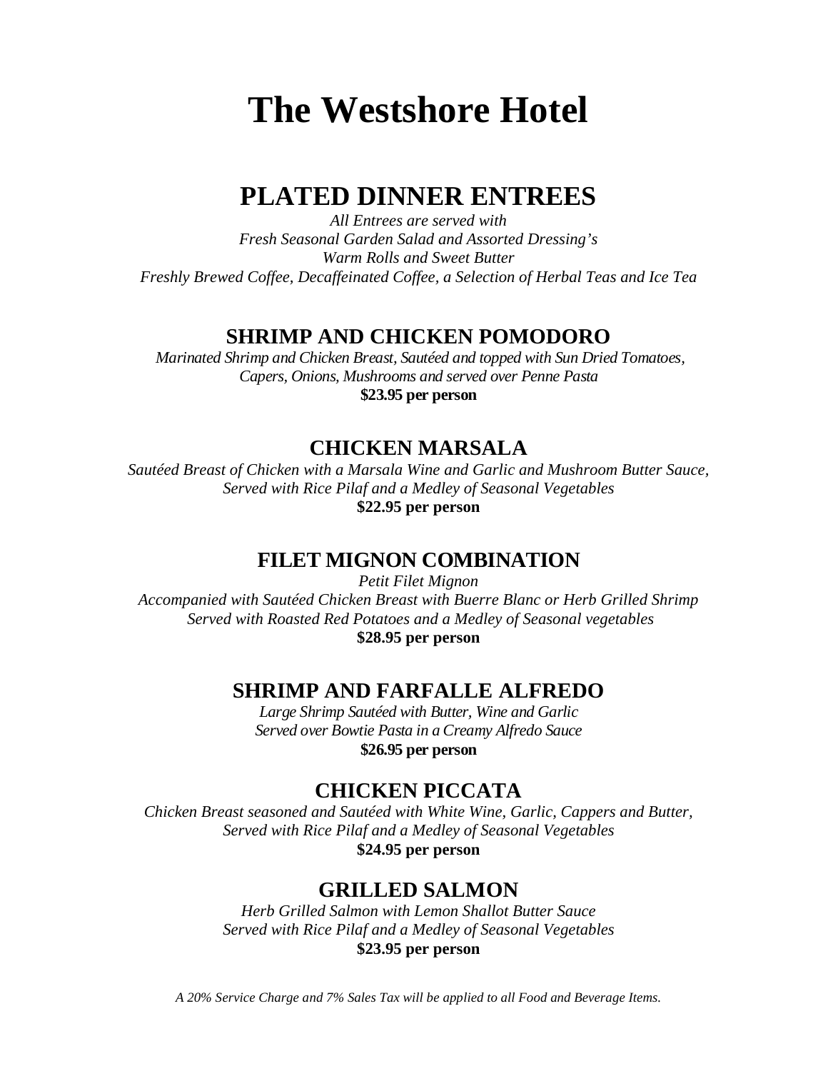# The Westshore Hotel

## PLATED DINNER ENTREES

*All Entrees are served with*
*Fresh Seasonal Garden Salad and Assorted Dressing's*
*Warm Rolls and Sweet Butter*
*Freshly Brewed Coffee, Decaffeinated Coffee, a Selection of Herbal Teas and Ice Tea*

### SHRIMP AND CHICKEN POMODORO

*Marinated Shrimp and Chicken Breast, Sautéed and topped with Sun Dried Tomatoes,*
*Capers, Onions, Mushrooms and served over Penne Pasta*
**$23.95 per person**

### CHICKEN MARSALA

*Sautéed Breast of Chicken with a Marsala Wine and Garlic and Mushroom Butter Sauce,*
*Served with Rice Pilaf and a Medley of Seasonal Vegetables*
**$22.95 per person**

### FILET MIGNON COMBINATION

*Petit Filet Mignon*
*Accompanied with Sautéed Chicken Breast with Buerre Blanc or Herb Grilled Shrimp*
*Served with Roasted Red Potatoes and a Medley of Seasonal vegetables*
**$28.95 per person**

### SHRIMP AND FARFALLE ALFREDO

*Large Shrimp Sautéed with Butter, Wine and Garlic*
*Served over Bowtie Pasta in a Creamy Alfredo Sauce*
**$26.95 per person**

### CHICKEN PICCATA

*Chicken Breast seasoned and Sautéed with White Wine, Garlic, Cappers and Butter,*
*Served with Rice Pilaf and a Medley of Seasonal Vegetables*
**$24.95 per person**

### GRILLED SALMON

*Herb Grilled Salmon with Lemon Shallot Butter Sauce*
*Served with Rice Pilaf and a Medley of Seasonal Vegetables*
**$23.95 per person**

*A 20% Service Charge and 7% Sales Tax will be applied to all Food and Beverage Items.*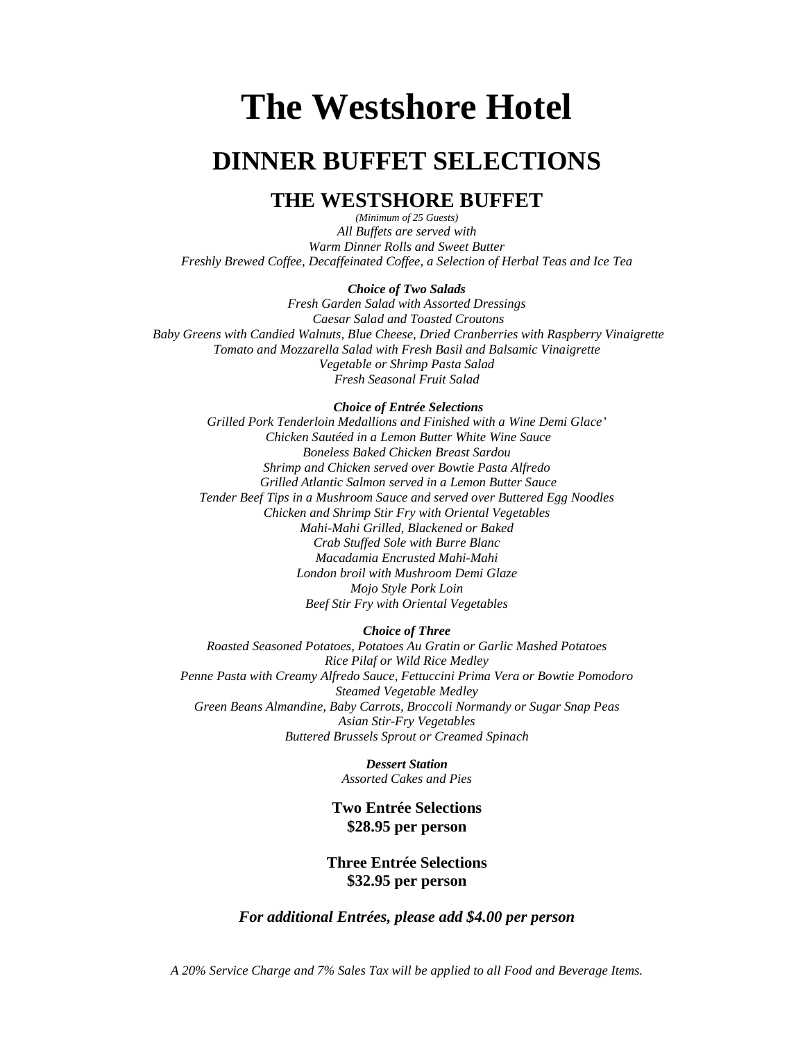# The Westshore Hotel

## DINNER BUFFET SELECTIONS

### THE WESTSHORE BUFFET

*(Minimum of 25 Guests)*

*All Buffets are served with*
*Warm Dinner Rolls and Sweet Butter*
*Freshly Brewed Coffee, Decaffeinated Coffee, a Selection of Herbal Teas and Ice Tea*

***Choice of Two Salads***

*Fresh Garden Salad with Assorted Dressings*
*Caesar Salad and Toasted Croutons*
*Baby Greens with Candied Walnuts, Blue Cheese, Dried Cranberries with Raspberry Vinaigrette*
*Tomato and Mozzarella Salad with Fresh Basil and Balsamic Vinaigrette*
*Vegetable or Shrimp Pasta Salad*
*Fresh Seasonal Fruit Salad*

***Choice of Entrée Selections***

*Grilled Pork Tenderloin Medallions and Finished with a Wine Demi Glace'*
*Chicken Sautéed in a Lemon Butter White Wine Sauce*
*Boneless Baked Chicken Breast Sardou*
*Shrimp and Chicken served over Bowtie Pasta Alfredo*
*Grilled Atlantic Salmon served in a Lemon Butter Sauce*
*Tender Beef Tips in a Mushroom Sauce and served over Buttered Egg Noodles*
*Chicken and Shrimp Stir Fry with Oriental Vegetables*
*Mahi-Mahi Grilled, Blackened or Baked*
*Crab Stuffed Sole with Burre Blanc*
*Macadamia Encrusted Mahi-Mahi*
*London broil with Mushroom Demi Glaze*
*Mojo Style Pork Loin*
*Beef Stir Fry with Oriental Vegetables*

***Choice of Three***

*Roasted Seasoned Potatoes, Potatoes Au Gratin or Garlic Mashed Potatoes*
*Rice Pilaf or Wild Rice Medley*
*Penne Pasta with Creamy Alfredo Sauce, Fettuccini Prima Vera or Bowtie Pomodoro*
*Steamed Vegetable Medley*
*Green Beans Almandine, Baby Carrots, Broccoli Normandy or Sugar Snap Peas*
*Asian Stir-Fry Vegetables*
*Buttered Brussels Sprout or Creamed Spinach*

***Dessert Station***

*Assorted Cakes and Pies*

**Two Entrée Selections**
**$28.95 per person**

**Three Entrée Selections**
**$32.95 per person**

***For additional Entrées, please add $4.00 per person***

*A 20% Service Charge and 7% Sales Tax will be applied to all Food and Beverage Items.*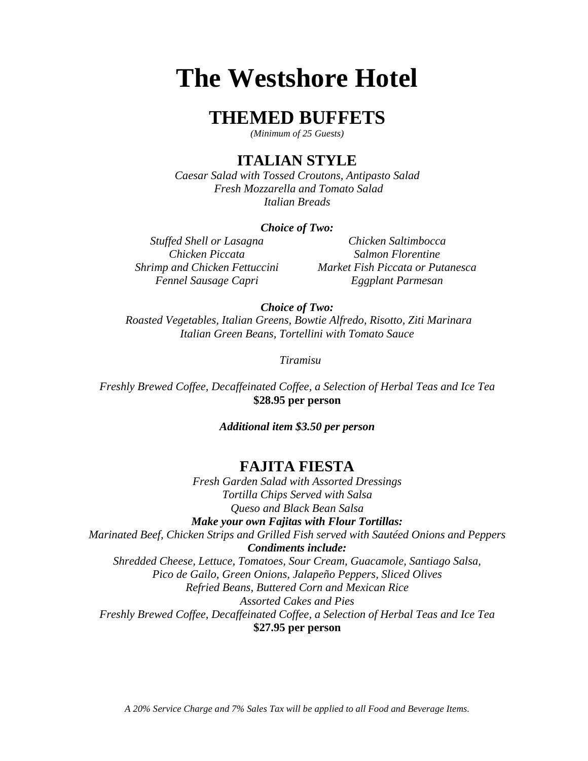# The Westshore Hotel

## THEMED BUFFETS

*(Minimum of 25 Guests)*

### ITALIAN STYLE

*Caesar Salad with Tossed Croutons, Antipasto Salad*
*Fresh Mozzarella and Tomato Salad*
*Italian Breads*

***Choice of Two:***

*Stuffed Shell or Lasagna*
*Chicken Piccata*
*Shrimp and Chicken Fettuccini*
*Fennel Sausage Capri*
*Chicken Saltimbocca*
*Salmon Florentine*
*Market Fish Piccata or Putanesca*
*Eggplant Parmesan*

***Choice of Two:***

*Roasted Vegetables, Italian Greens, Bowtie Alfredo, Risotto, Ziti Marinara*
*Italian Green Beans, Tortellini with Tomato Sauce*

*Tiramisu*

*Freshly Brewed Coffee, Decaffeinated Coffee, a Selection of Herbal Teas and Ice Tea*
**$28.95 per person**

***Additional item $3.50 per person***

### FAJITA FIESTA

*Fresh Garden Salad with Assorted Dressings*
*Tortilla Chips Served with Salsa*
*Queso and Black Bean Salsa*
***Make your own Fajitas with Flour Tortillas:***
*Marinated Beef, Chicken Strips and Grilled Fish served with Sautéed Onions and Peppers*
***Condiments include:***
*Shredded Cheese, Lettuce, Tomatoes, Sour Cream, Guacamole, Santiago Salsa,*
*Pico de Gailo, Green Onions, Jalapeño Peppers, Sliced Olives*
*Refried Beans, Buttered Corn and Mexican Rice*
*Assorted Cakes and Pies*
*Freshly Brewed Coffee, Decaffeinated Coffee, a Selection of Herbal Teas and Ice Tea*
**$27.95 per person**

*A 20% Service Charge and 7% Sales Tax will be applied to all Food and Beverage Items.*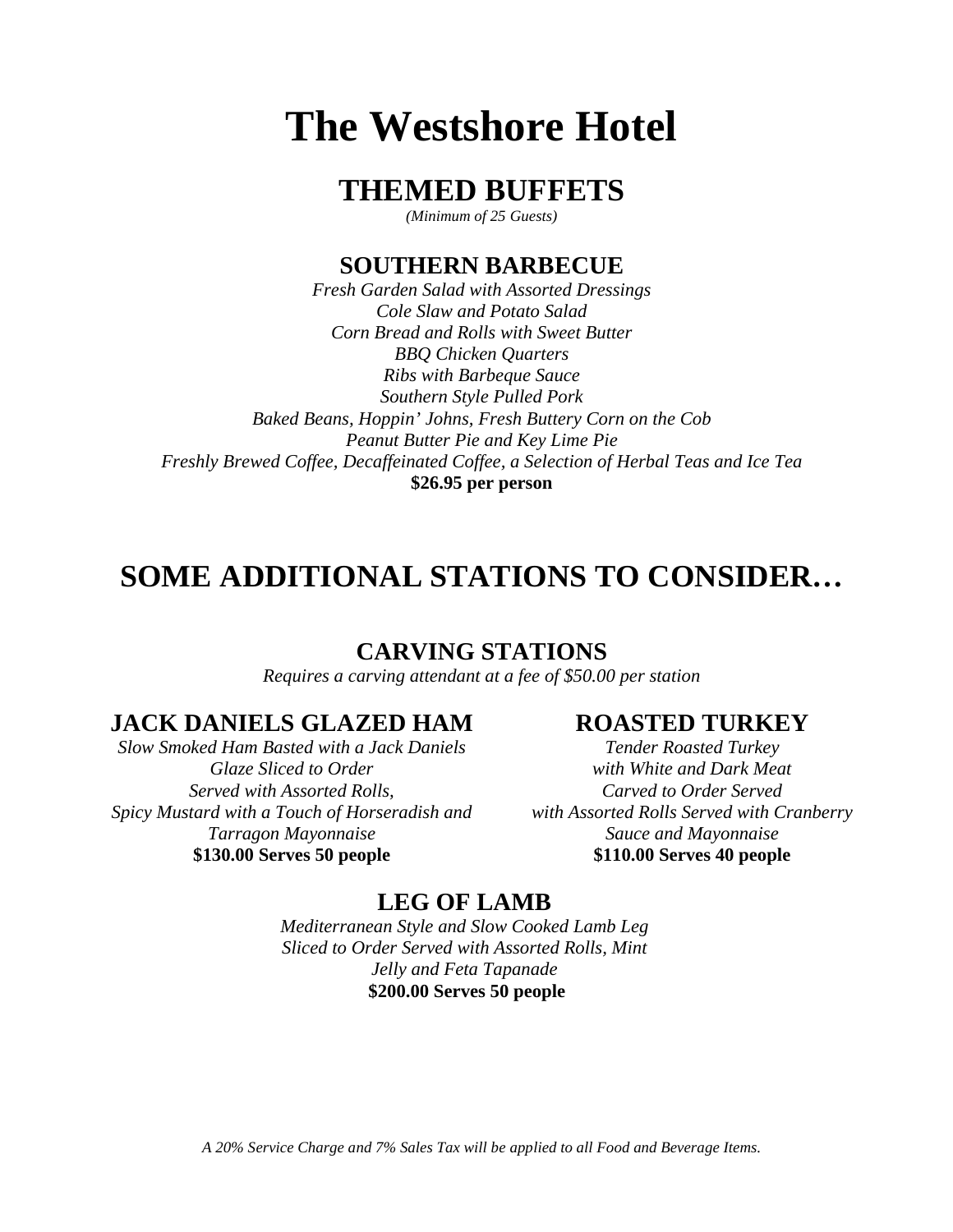# The Westshore Hotel

## THEMED BUFFETS

*(Minimum of 25 Guests)*

### SOUTHERN BARBECUE

*Fresh Garden Salad with Assorted Dressings*
*Cole Slaw and Potato Salad*
*Corn Bread and Rolls with Sweet Butter*
*BBQ Chicken Quarters*
*Ribs with Barbeque Sauce*
*Southern Style Pulled Pork*
*Baked Beans, Hoppin' Johns, Fresh Buttery Corn on the Cob*
*Peanut Butter Pie and Key Lime Pie*
*Freshly Brewed Coffee, Decaffeinated Coffee, a Selection of Herbal Teas and Ice Tea*
**$26.95 per person**

## SOME ADDITIONAL STATIONS TO CONSIDER…

### CARVING STATIONS

*Requires a carving attendant at a fee of $50.00 per station*

### JACK DANIELS GLAZED HAM

*Slow Smoked Ham Basted with a Jack Daniels Glaze Sliced to Order Served with Assorted Rolls, Spicy Mustard with a Touch of Horseradish and Tarragon Mayonnaise*
**$130.00 Serves 50 people**

### ROASTED TURKEY

*Tender Roasted Turkey with White and Dark Meat Carved to Order Served with Assorted Rolls Served with Cranberry Sauce and Mayonnaise*
**$110.00 Serves 40 people**

### LEG OF LAMB

*Mediterranean Style and Slow Cooked Lamb Leg Sliced to Order Served with Assorted Rolls, Mint Jelly and Feta Tapanade*
**$200.00 Serves 50 people**

*A 20% Service Charge and 7% Sales Tax will be applied to all Food and Beverage Items.*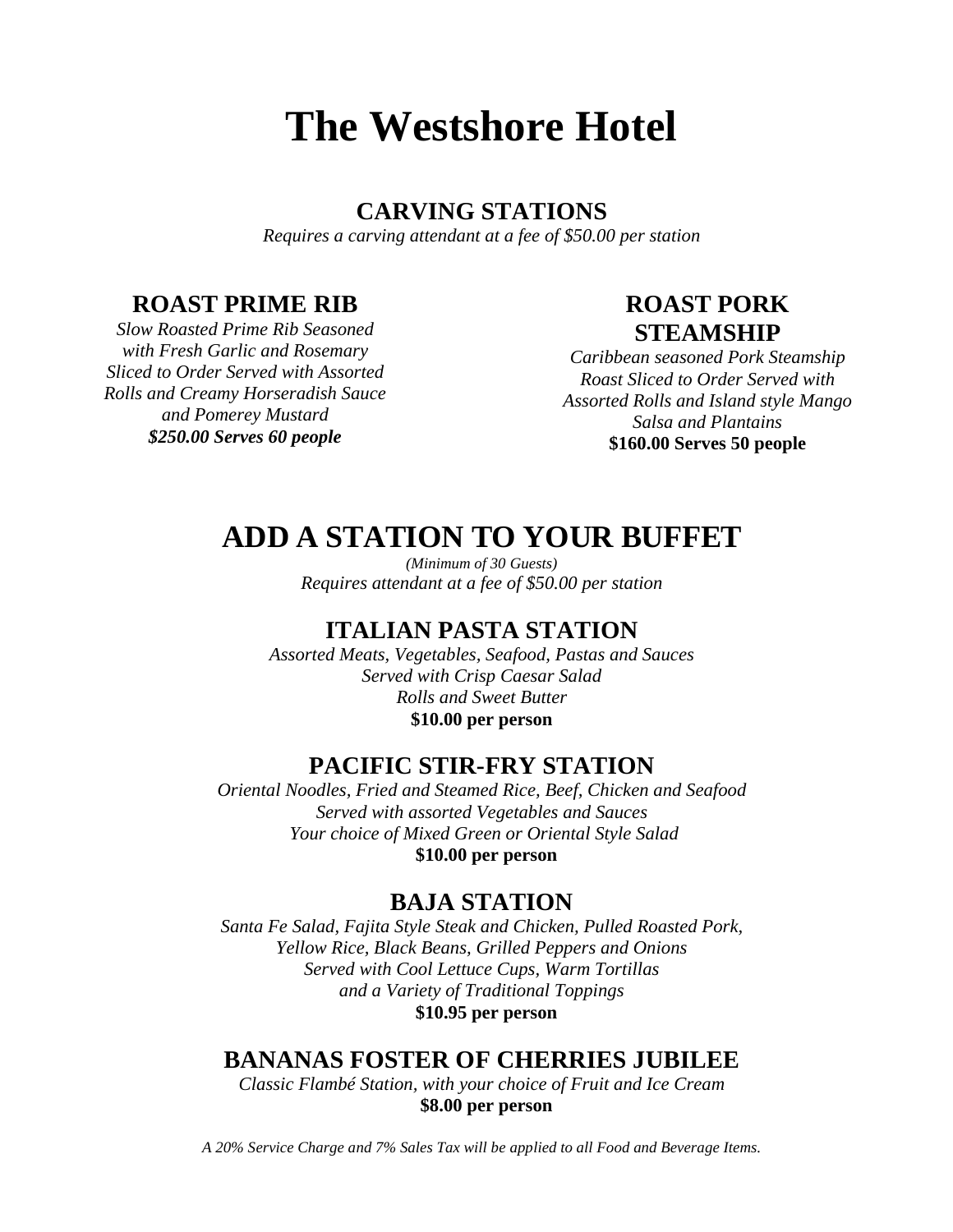# The Westshore Hotel

## CARVING STATIONS

*Requires a carving attendant at a fee of $50.00 per station*

### ROAST PRIME RIB

*Slow Roasted Prime Rib Seasoned with Fresh Garlic and Rosemary Sliced to Order Served with Assorted Rolls and Creamy Horseradish Sauce and Pomerey Mustard*

***$250.00 Serves 60 people***

### ROAST PORK STEAMSHIP

*Caribbean seasoned Pork Steamship Roast Sliced to Order Served with Assorted Rolls and Island style Mango Salsa and Plantains*

**$160.00 Serves 50 people**

## ADD A STATION TO YOUR BUFFET

*(Minimum of 30 Guests)*

*Requires attendant at a fee of $50.00 per station*

### ITALIAN PASTA STATION

*Assorted Meats, Vegetables, Seafood, Pastas and Sauces*
*Served with Crisp Caesar Salad*
*Rolls and Sweet Butter*

**$10.00 per person**

### PACIFIC STIR-FRY STATION

*Oriental Noodles, Fried and Steamed Rice, Beef, Chicken and Seafood*
*Served with assorted Vegetables and Sauces*
*Your choice of Mixed Green or Oriental Style Salad*

**$10.00 per person**

### BAJA STATION

*Santa Fe Salad, Fajita Style Steak and Chicken, Pulled Roasted Pork, Yellow Rice, Black Beans, Grilled Peppers and Onions*
*Served with Cool Lettuce Cups, Warm Tortillas and a Variety of Traditional Toppings*

**$10.95 per person**

### BANANAS FOSTER OF CHERRIES JUBILEE

*Classic Flambé Station, with your choice of Fruit and Ice Cream*

**$8.00 per person**

*A 20% Service Charge and 7% Sales Tax will be applied to all Food and Beverage Items.*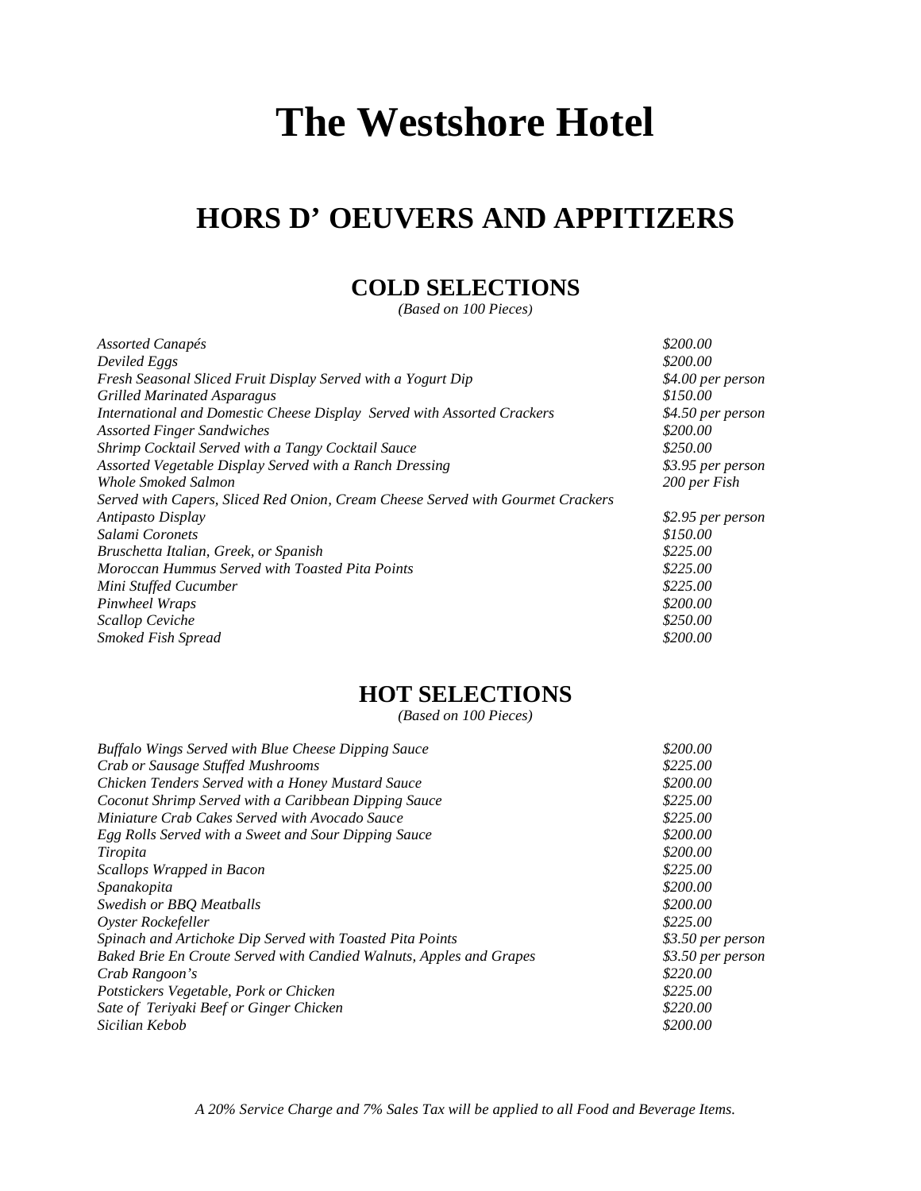# The Westshore Hotel

## HORS D’ OEUVERS AND APPITIZERS

### COLD SELECTIONS

*(Based on 100 Pieces)*

| | |
|---|---|
| *Assorted Canapés* | *$200.00* |
| *Deviled Eggs* | *$200.00* |
| *Fresh Seasonal Sliced Fruit Display Served with a Yogurt Dip* | *$4.00 per person* |
| *Grilled Marinated Asparagus* | *$150.00* |
| *International and Domestic Cheese Display Served with Assorted Crackers* | *$4.50 per person* |
| *Assorted Finger Sandwiches* | *$200.00* |
| *Shrimp Cocktail Served with a Tangy Cocktail Sauce* | *$250.00* |
| *Assorted Vegetable Display Served with a Ranch Dressing* | *$3.95 per person* |
| *Whole Smoked Salmon* | *200 per Fish* |
| *Served with Capers, Sliced Red Onion, Cream Cheese Served with Gourmet Crackers* | |
| *Antipasto Display* | *$2.95 per person* |
| *Salami Coronets* | *$150.00* |
| *Bruschetta Italian, Greek, or Spanish* | *$225.00* |
| *Moroccan Hummus Served with Toasted Pita Points* | *$225.00* |
| *Mini Stuffed Cucumber* | *$225.00* |
| *Pinwheel Wraps* | *$200.00* |
| *Scallop Ceviche* | *$250.00* |
| *Smoked Fish Spread* | *$200.00* |

### HOT SELECTIONS

*(Based on 100 Pieces)*

| | |
|---|---|
| *Buffalo Wings Served with Blue Cheese Dipping Sauce* | *$200.00* |
| *Crab or Sausage Stuffed Mushrooms* | *$225.00* |
| *Chicken Tenders Served with a Honey Mustard Sauce* | *$200.00* |
| *Coconut Shrimp Served with a Caribbean Dipping Sauce* | *$225.00* |
| *Miniature Crab Cakes Served with Avocado Sauce* | *$225.00* |
| *Egg Rolls Served with a Sweet and Sour Dipping Sauce* | *$200.00* |
| *Tiropita* | *$200.00* |
| *Scallops Wrapped in Bacon* | *$225.00* |
| *Spanakopita* | *$200.00* |
| *Swedish or BBQ Meatballs* | *$200.00* |
| *Oyster Rockefeller* | *$225.00* |
| *Spinach and Artichoke Dip Served with Toasted Pita Points* | *$3.50 per person* |
| *Baked Brie En Croute Served with Candied Walnuts, Apples and Grapes* | *$3.50 per person* |
| *Crab Rangoon’s* | *$220.00* |
| *Potstickers Vegetable, Pork or Chicken* | *$225.00* |
| *Sate of Teriyaki Beef or Ginger Chicken* | *$220.00* |
| *Sicilian Kebob* | *$200.00* |

*A 20% Service Charge and 7% Sales Tax will be applied to all Food and Beverage Items.*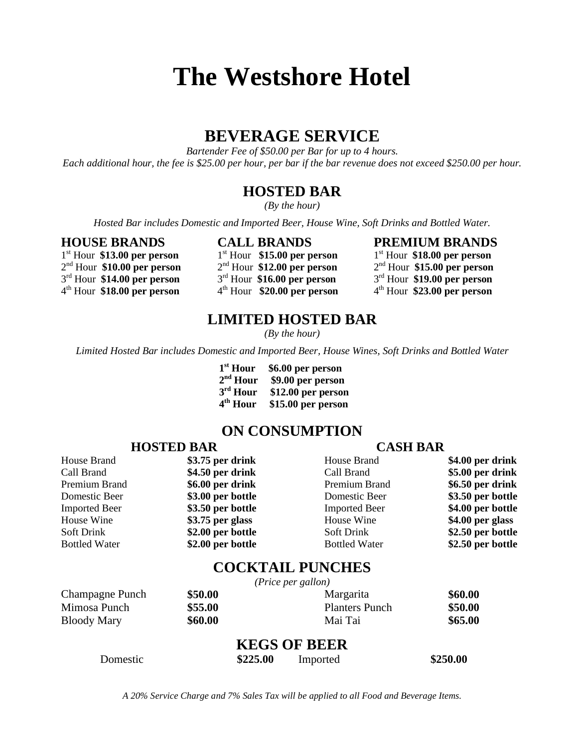# The Westshore Hotel

## BEVERAGE SERVICE

*Bartender Fee of $50.00 per Bar for up to 4 hours.*
*Each additional hour, the fee is $25.00 per hour, per bar if the bar revenue does not exceed $250.00 per hour.*

### HOSTED BAR

*(By the hour)*

*Hosted Bar includes Domestic and Imported Beer, House Wine, Soft Drinks and Bottled Water.*

| HOUSE BRANDS | CALL BRANDS | PREMIUM BRANDS |
|---|---|---|
| 1st Hour **$13.00 per person** | 1st Hour **$15.00 per person** | 1st Hour **$18.00 per person** |
| 2nd Hour **$10.00 per person** | 2nd Hour **$12.00 per person** | 2nd Hour **$15.00 per person** |
| 3rd Hour **$14.00 per person** | 3rd Hour **$16.00 per person** | 3rd Hour **$19.00 per person** |
| 4th Hour **$18.00 per person** | 4th Hour **$20.00 per person** | 4th Hour **$23.00 per person** |

### LIMITED HOSTED BAR

*(By the hour)*

*Limited Hosted Bar includes Domestic and Imported Beer, House Wines, Soft Drinks and Bottled Water*

| | |
|---|---|
| **1st Hour** | **$6.00 per person** |
| **2nd Hour** | **$9.00 per person** |
| **3rd Hour** | **$12.00 per person** |
| **4th Hour** | **$15.00 per person** |

### ON CONSUMPTION

| HOSTED BAR | | CASH BAR | |
|---|---|---|---|
| House Brand | **$3.75 per drink** | House Brand | **$4.00 per drink** |
| Call Brand | **$4.50 per drink** | Call Brand | **$5.00 per drink** |
| Premium Brand | **$6.00 per drink** | Premium Brand | **$6.50 per drink** |
| Domestic Beer | **$3.00 per bottle** | Domestic Beer | **$3.50 per bottle** |
| Imported Beer | **$3.50 per bottle** | Imported Beer | **$4.00 per bottle** |
| House Wine | **$3.75 per glass** | House Wine | **$4.00 per glass** |
| Soft Drink | **$2.00 per bottle** | Soft Drink | **$2.50 per bottle** |
| Bottled Water | **$2.00 per bottle** | Bottled Water | **$2.50 per bottle** |

### COCKTAIL PUNCHES

*(Price per gallon)*

| | | | |
|---|---|---|---|
| Champagne Punch | **$50.00** | Margarita | **$60.00** |
| Mimosa Punch | **$55.00** | Planters Punch | **$50.00** |
| Bloody Mary | **$60.00** | Mai Tai | **$65.00** |

### KEGS OF BEER

| | | | |
|---|---|---|---|
| Domestic | **$225.00** | Imported | **$250.00** |

*A 20% Service Charge and 7% Sales Tax will be applied to all Food and Beverage Items.*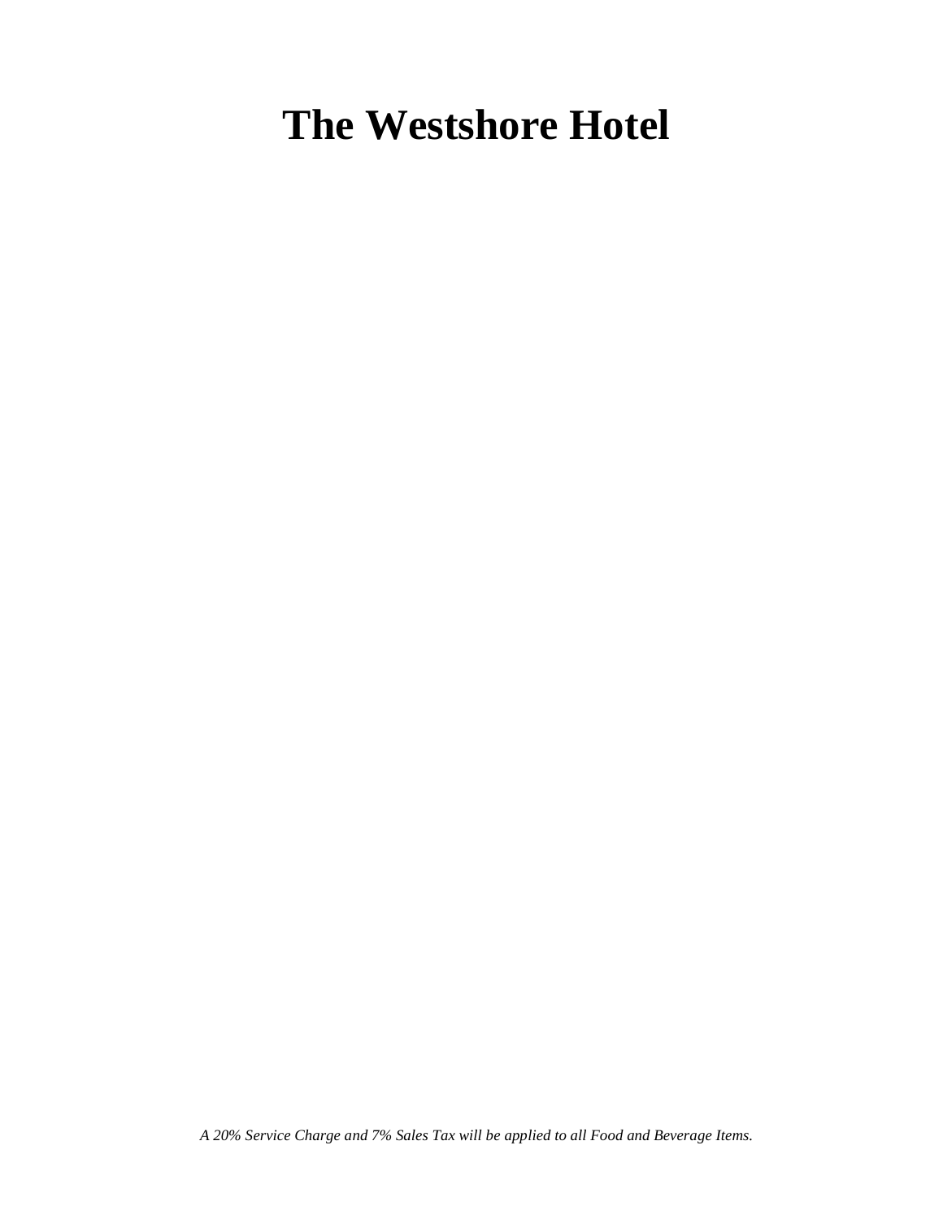# The Westshore Hotel

*A 20% Service Charge and 7% Sales Tax will be applied to all Food and Beverage Items.*